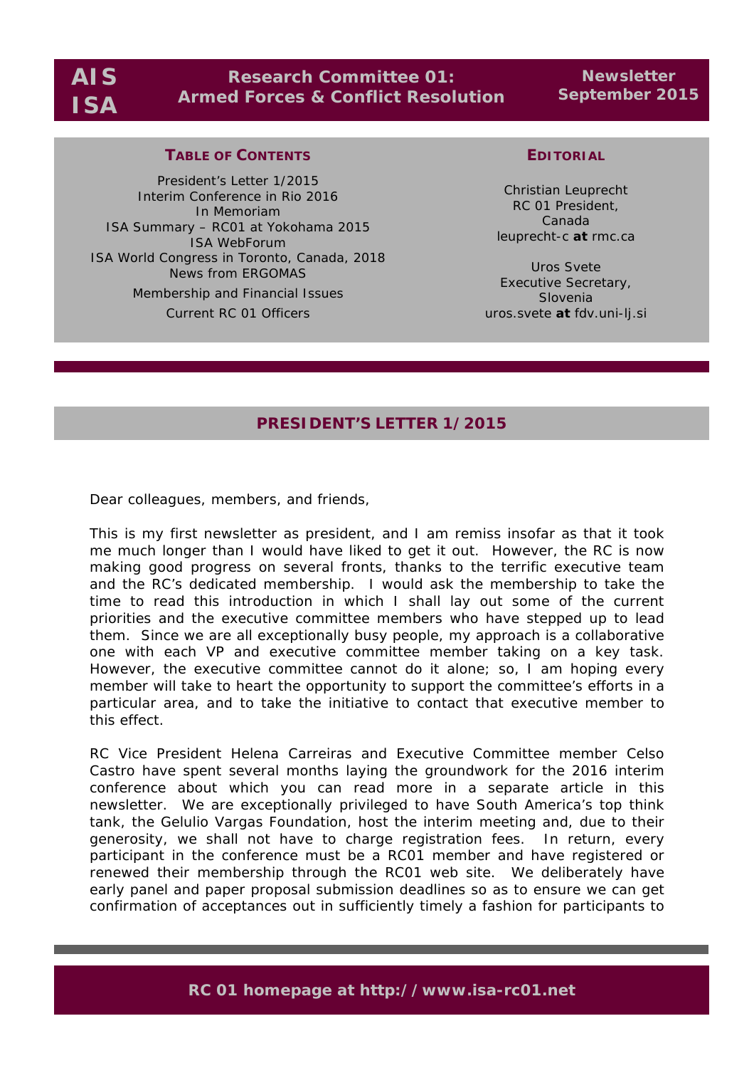# AIS ISA

## Research Committee 01: Armed Forces & Conflict Resolution

**Newsletter September 2015**

### TABLE OF CONTENTS

President's Letter 1/2015
Interim Conference in Rio 2016
In Memoriam
ISA Summary – RC01 at Yokohama 2015
ISA WebForum
ISA World Congress in Toronto, Canada, 2018
News from ERGOMAS
Membership and Financial Issues
Current RC 01 Officers

### EDITORIAL

Christian Leuprecht
RC 01 President,
Canada
leuprecht-c **at** rmc.ca

Uros Svete
Executive Secretary,
Slovenia
uros.svete **at** fdv.uni-lj.si

## PRESIDENT'S LETTER 1/2015

Dear colleagues, members, and friends,

This is my first newsletter as president, and I am remiss insofar as that it took me much longer than I would have liked to get it out. However, the RC is now making good progress on several fronts, thanks to the terrific executive team and the RC's dedicated membership. I would ask the membership to take the time to read this introduction in which I shall lay out some of the current priorities and the executive committee members who have stepped up to lead them. Since we are all exceptionally busy people, my approach is a collaborative one with each VP and executive committee member taking on a key task. However, the executive committee cannot do it alone; so, I am hoping every member will take to heart the opportunity to support the committee's efforts in a particular area, and to take the initiative to contact that executive member to this effect.

RC Vice President Helena Carreiras and Executive Committee member Celso Castro have spent several months laying the groundwork for the 2016 interim conference about which you can read more in a separate article in this newsletter. We are exceptionally privileged to have South America's top think tank, the Gelulio Vargas Foundation, host the interim meeting and, due to their generosity, we shall not have to charge registration fees. In return, every participant in the conference must be a RC01 member and have registered or renewed their membership through the RC01 web site. We deliberately have early panel and paper proposal submission deadlines so as to ensure we can get confirmation of acceptances out in sufficiently timely a fashion for participants to

**RC 01 homepage at http://www.isa-rc01.net**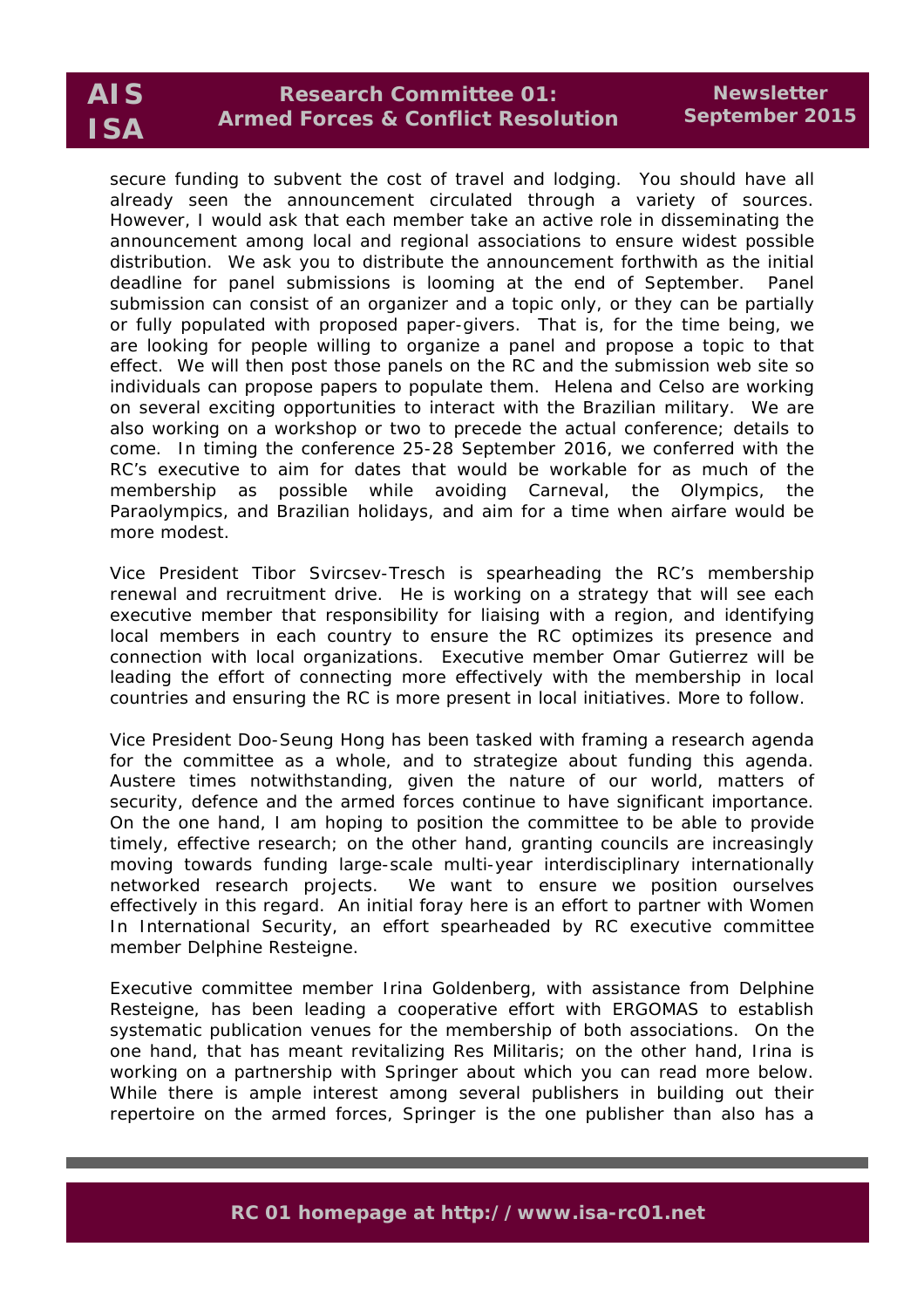secure funding to subvent the cost of travel and lodging. You should have all already seen the announcement circulated through a variety of sources. However, I would ask that each member take an active role in disseminating the announcement among local and regional associations to ensure widest possible distribution. We ask you to distribute the announcement forthwith as the initial deadline for panel submissions is looming at the end of September. Panel submission can consist of an organizer and a topic only, or they can be partially or fully populated with proposed paper-givers. That is, for the time being, we are looking for people willing to organize a panel and propose a topic to that effect. We will then post those panels on the RC and the submission web site so individuals can propose papers to populate them. Helena and Celso are working on several exciting opportunities to interact with the Brazilian military. We are also working on a workshop or two to precede the actual conference; details to come. In timing the conference 25-28 September 2016, we conferred with the RC's executive to aim for dates that would be workable for as much of the membership as possible while avoiding Carneval, the Olympics, the Paraolympics, and Brazilian holidays, and aim for a time when airfare would be more modest.

Vice President Tibor Svircsev-Tresch is spearheading the RC's membership renewal and recruitment drive. He is working on a strategy that will see each executive member that responsibility for liaising with a region, and identifying local members in each country to ensure the RC optimizes its presence and connection with local organizations. Executive member Omar Gutierrez will be leading the effort of connecting more effectively with the membership in local countries and ensuring the RC is more present in local initiatives. More to follow.

Vice President Doo-Seung Hong has been tasked with framing a research agenda for the committee as a whole, and to strategize about funding this agenda. Austere times notwithstanding, given the nature of our world, matters of security, defence and the armed forces continue to have significant importance. On the one hand, I am hoping to position the committee to be able to provide timely, effective research; on the other hand, granting councils are increasingly moving towards funding large-scale multi-year interdisciplinary internationally networked research projects. We want to ensure we position ourselves effectively in this regard. An initial foray here is an effort to partner with Women In International Security, an effort spearheaded by RC executive committee member Delphine Resteigne.

Executive committee member Irina Goldenberg, with assistance from Delphine Resteigne, has been leading a cooperative effort with ERGOMAS to establish systematic publication venues for the membership of both associations. On the one hand, that has meant revitalizing Res Militaris; on the other hand, Irina is working on a partnership with Springer about which you can read more below. While there is ample interest among several publishers in building out their repertoire on the armed forces, Springer is the one publisher than also has a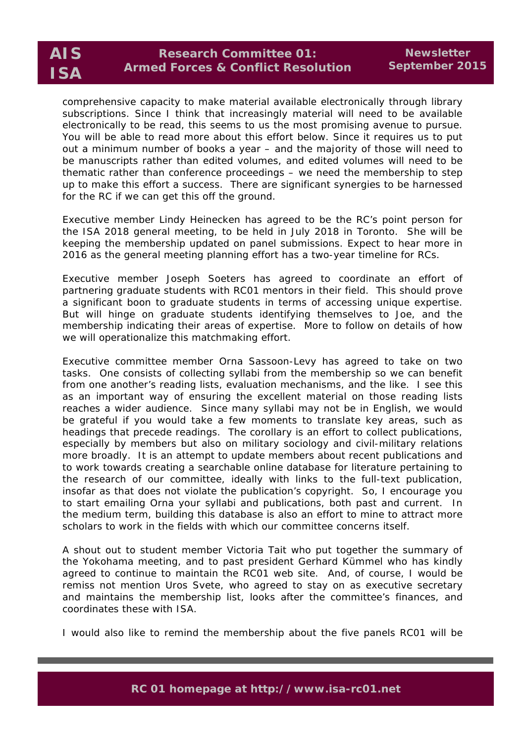comprehensive capacity to make material available electronically through library subscriptions. Since I think that increasingly material will need to be available electronically to be read, this seems to us the most promising avenue to pursue. You will be able to read more about this effort below. Since it requires us to put out a minimum number of books a year – and the majority of those will need to be manuscripts rather than edited volumes, and edited volumes will need to be thematic rather than conference proceedings – we need the membership to step up to make this effort a success. There are significant synergies to be harnessed for the RC if we can get this off the ground.

Executive member Lindy Heinecken has agreed to be the RC's point person for the ISA 2018 general meeting, to be held in July 2018 in Toronto. She will be keeping the membership updated on panel submissions. Expect to hear more in 2016 as the general meeting planning effort has a two-year timeline for RCs.

Executive member Joseph Soeters has agreed to coordinate an effort of partnering graduate students with RC01 mentors in their field. This should prove a significant boon to graduate students in terms of accessing unique expertise. But will hinge on graduate students identifying themselves to Joe, and the membership indicating their areas of expertise. More to follow on details of how we will operationalize this matchmaking effort.

Executive committee member Orna Sassoon-Levy has agreed to take on two tasks. One consists of collecting syllabi from the membership so we can benefit from one another's reading lists, evaluation mechanisms, and the like. I see this as an important way of ensuring the excellent material on those reading lists reaches a wider audience. Since many syllabi may not be in English, we would be grateful if you would take a few moments to translate key areas, such as headings that precede readings. The corollary is an effort to collect publications, especially by members but also on military sociology and civil-military relations more broadly. It is an attempt to update members about recent publications and to work towards creating a searchable online database for literature pertaining to the research of our committee, ideally with links to the full-text publication, insofar as that does not violate the publication's copyright. So, I encourage you to start emailing Orna your syllabi and publications, both past and current. In the medium term, building this database is also an effort to mine to attract more scholars to work in the fields with which our committee concerns itself.

A shout out to student member Victoria Tait who put together the summary of the Yokohama meeting, and to past president Gerhard Kümmel who has kindly agreed to continue to maintain the RC01 web site. And, of course, I would be remiss not mention Uros Svete, who agreed to stay on as executive secretary and maintains the membership list, looks after the committee's finances, and coordinates these with ISA.

I would also like to remind the membership about the five panels RC01 will be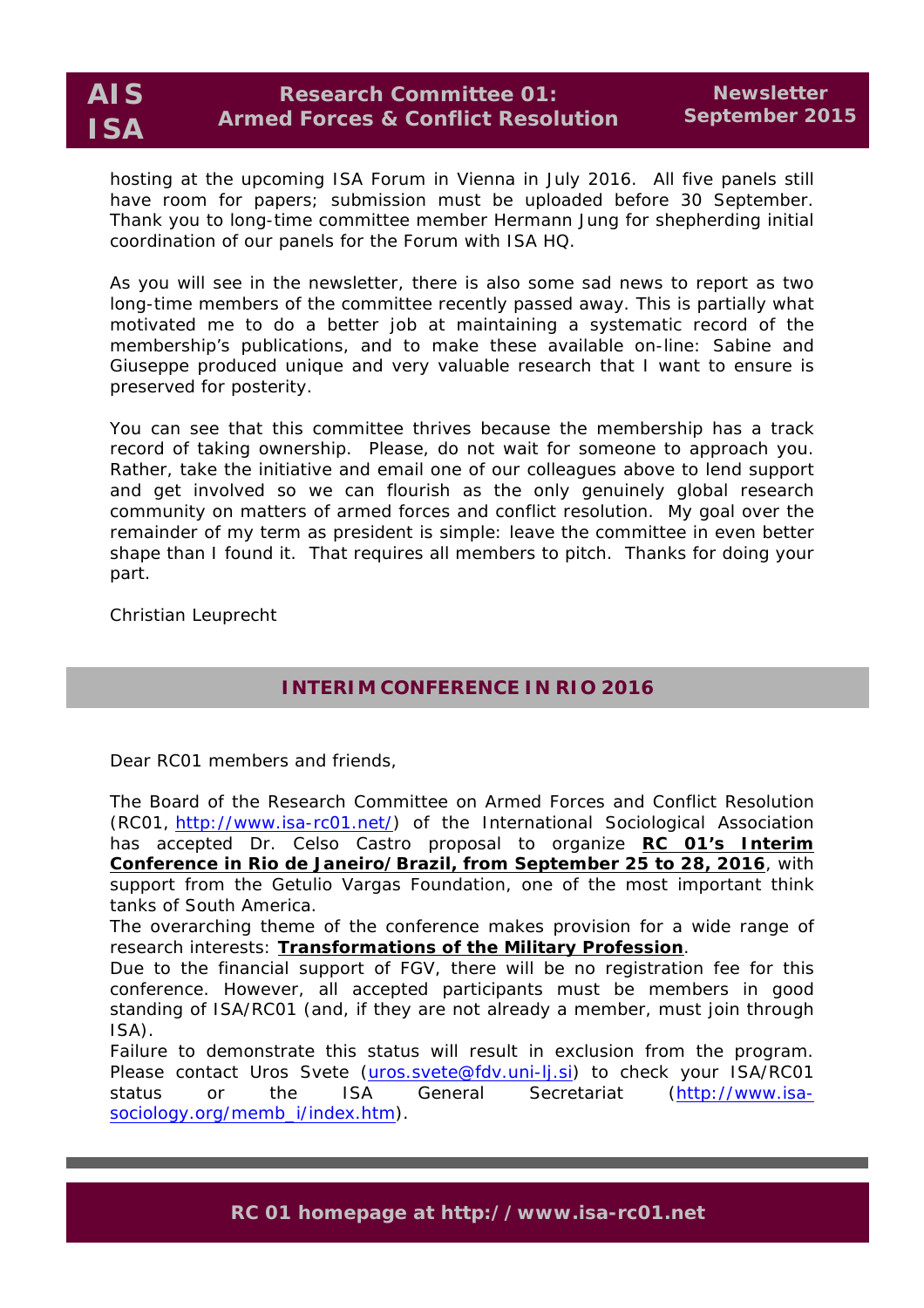hosting at the upcoming ISA Forum in Vienna in July 2016. All five panels still have room for papers; submission must be uploaded before 30 September. Thank you to long-time committee member Hermann Jung for shepherding initial coordination of our panels for the Forum with ISA HQ.

As you will see in the newsletter, there is also some sad news to report as two long-time members of the committee recently passed away. This is partially what motivated me to do a better job at maintaining a systematic record of the membership's publications, and to make these available on-line: Sabine and Giuseppe produced unique and very valuable research that I want to ensure is preserved for posterity.

You can see that this committee thrives because the membership has a track record of taking ownership. Please, do not wait for someone to approach you. Rather, take the initiative and email one of our colleagues above to lend support and get involved so we can flourish as the only genuinely global research community on matters of armed forces and conflict resolution. My goal over the remainder of my term as president is simple: leave the committee in even better shape than I found it. That requires all members to pitch. Thanks for doing your part.

Christian Leuprecht

## INTERIM CONFERENCE IN RIO 2016

Dear RC01 members and friends,

The Board of the Research Committee on Armed Forces and Conflict Resolution (RC01, http://www.isa-rc01.net/) of the International Sociological Association has accepted Dr. Celso Castro proposal to organize **RC 01's Interim Conference in Rio de Janeiro/Brazil, from September 25 to 28, 2016**, with support from the Getulio Vargas Foundation, one of the most important think tanks of South America.

The overarching theme of the conference makes provision for a wide range of research interests: **Transformations of the Military Profession**.

Due to the financial support of FGV, there will be no registration fee for this conference. However, all accepted participants must be members in good standing of ISA/RC01 (and, if they are not already a member, must join through ISA).

Failure to demonstrate this status will result in exclusion from the program. Please contact Uros Svete (uros.svete@fdv.uni-lj.si) to check your ISA/RC01 status or the ISA General Secretariat (http://www.isa-sociology.org/memb_i/index.htm).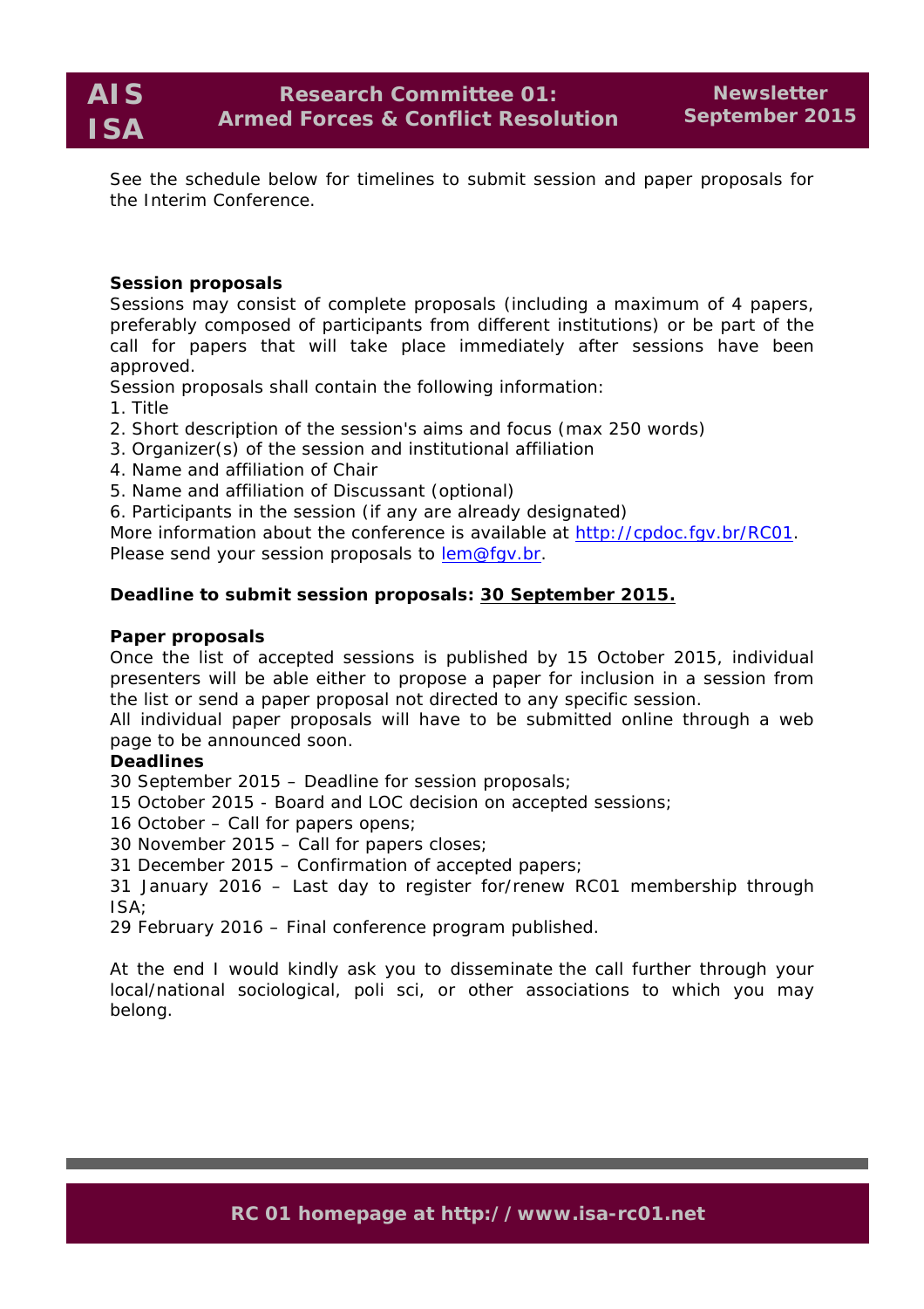See the schedule below for timelines to submit session and paper proposals for the Interim Conference.

**Session proposals**

Sessions may consist of complete proposals (including a maximum of 4 papers, preferably composed of participants from different institutions) or be part of the call for papers that will take place immediately after sessions have been approved.

Session proposals shall contain the following information:

1. Title
2. Short description of the session's aims and focus (max 250 words)
3. Organizer(s) of the session and institutional affiliation
4. Name and affiliation of Chair
5. Name and affiliation of Discussant (optional)
6. Participants in the session (if any are already designated)

More information about the conference is available at http://cpdoc.fgv.br/RC01.
Please send your session proposals to lem@fgv.br.

**Deadline to submit session proposals: <u>30 September 2015.</u>**

**Paper proposals**

Once the list of accepted sessions is published by 15 October 2015, individual presenters will be able either to propose a paper for inclusion in a session from the list or send a paper proposal not directed to any specific session.

All individual paper proposals will have to be submitted online through a web page to be announced soon.

**Deadlines**

30 September 2015 – Deadline for session proposals;
15 October 2015 - Board and LOC decision on accepted sessions;
16 October – Call for papers opens;
30 November 2015 – Call for papers closes;
31 December 2015 – Confirmation of accepted papers;
31 January 2016 – Last day to register for/renew RC01 membership through ISA;
29 February 2016 – Final conference program published.

At the end I would kindly ask you to disseminate the call further through your local/national sociological, poli sci, or other associations to which you may belong.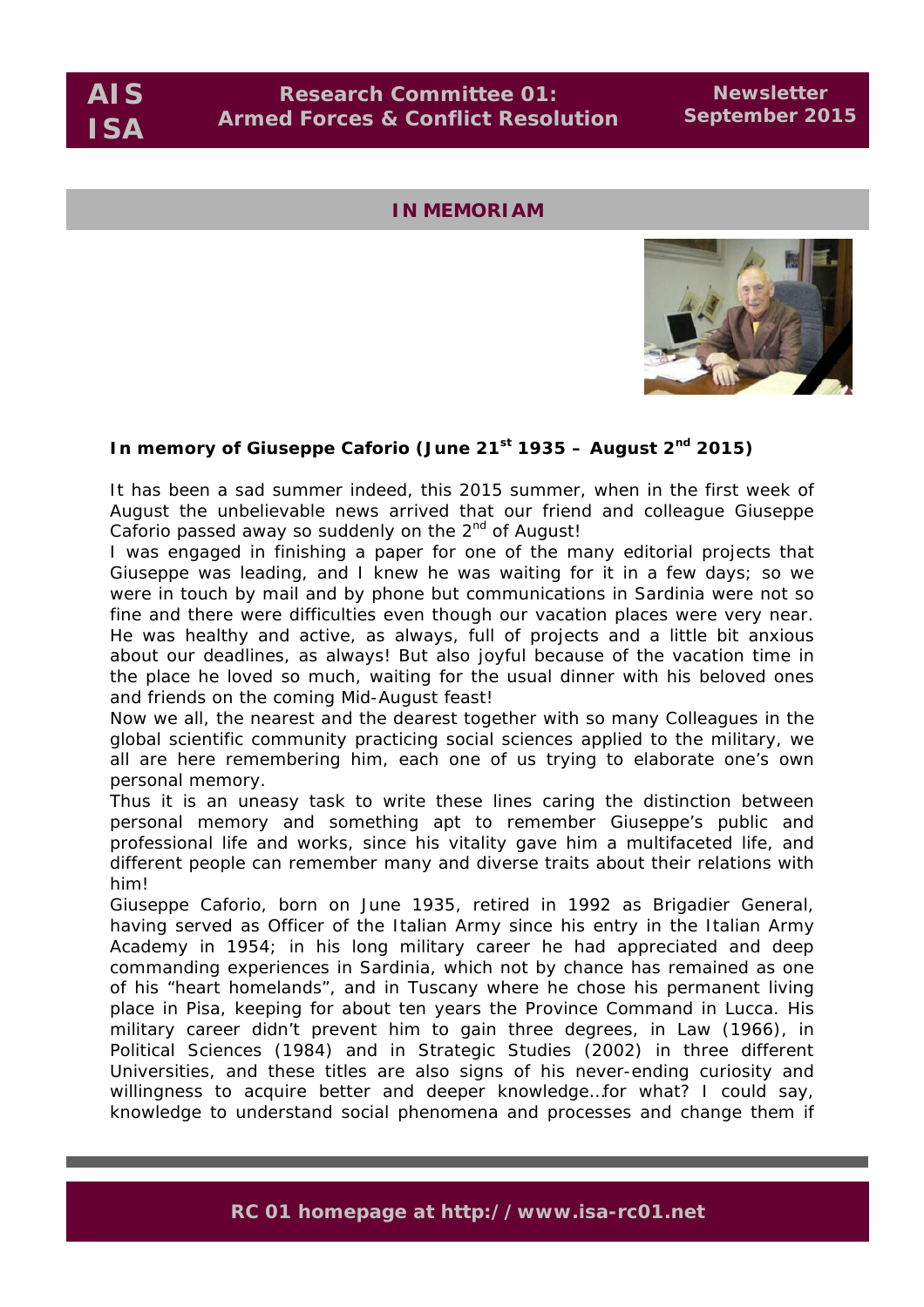## IN MEMORIAM

**In memory of Giuseppe Caforio (June 21st 1935 – August 2nd 2015)**

It has been a sad summer indeed, this 2015 summer, when in the first week of August the unbelievable news arrived that our friend and colleague Giuseppe Caforio passed away so suddenly on the 2nd of August!

I was engaged in finishing a paper for one of the many editorial projects that Giuseppe was leading, and I knew he was waiting for it in a few days; so we were in touch by mail and by phone but communications in Sardinia were not so fine and there were difficulties even though our vacation places were very near. He was healthy and active, as always, full of projects and a little bit anxious about our deadlines, as always! But also joyful because of the vacation time in the place he loved so much, waiting for the usual dinner with his beloved ones and friends on the coming Mid-August feast!

Now we all, the nearest and the dearest together with so many Colleagues in the global scientific community practicing social sciences applied to the military, we all are here remembering him, each one of us trying to elaborate one's own personal memory.

Thus it is an uneasy task to write these lines caring the distinction between personal memory and something apt to remember Giuseppe's public and professional life and works, since his vitality gave him a multifaceted life, and different people can remember many and diverse traits about their relations with him!

Giuseppe Caforio, born on June 1935, retired in 1992 as Brigadier General, having served as Officer of the Italian Army since his entry in the Italian Army Academy in 1954; in his long military career he had appreciated and deep commanding experiences in Sardinia, which not by chance has remained as one of his "heart homelands", and in Tuscany where he chose his permanent living place in Pisa, keeping for about ten years the Province Command in Lucca. His military career didn't prevent him to gain three degrees, in Law (1966), in Political Sciences (1984) and in Strategic Studies (2002) in three different Universities, and these titles are also signs of his never-ending curiosity and willingness to acquire better and deeper knowledge…for what? I could say, knowledge to understand social phenomena and processes and change them if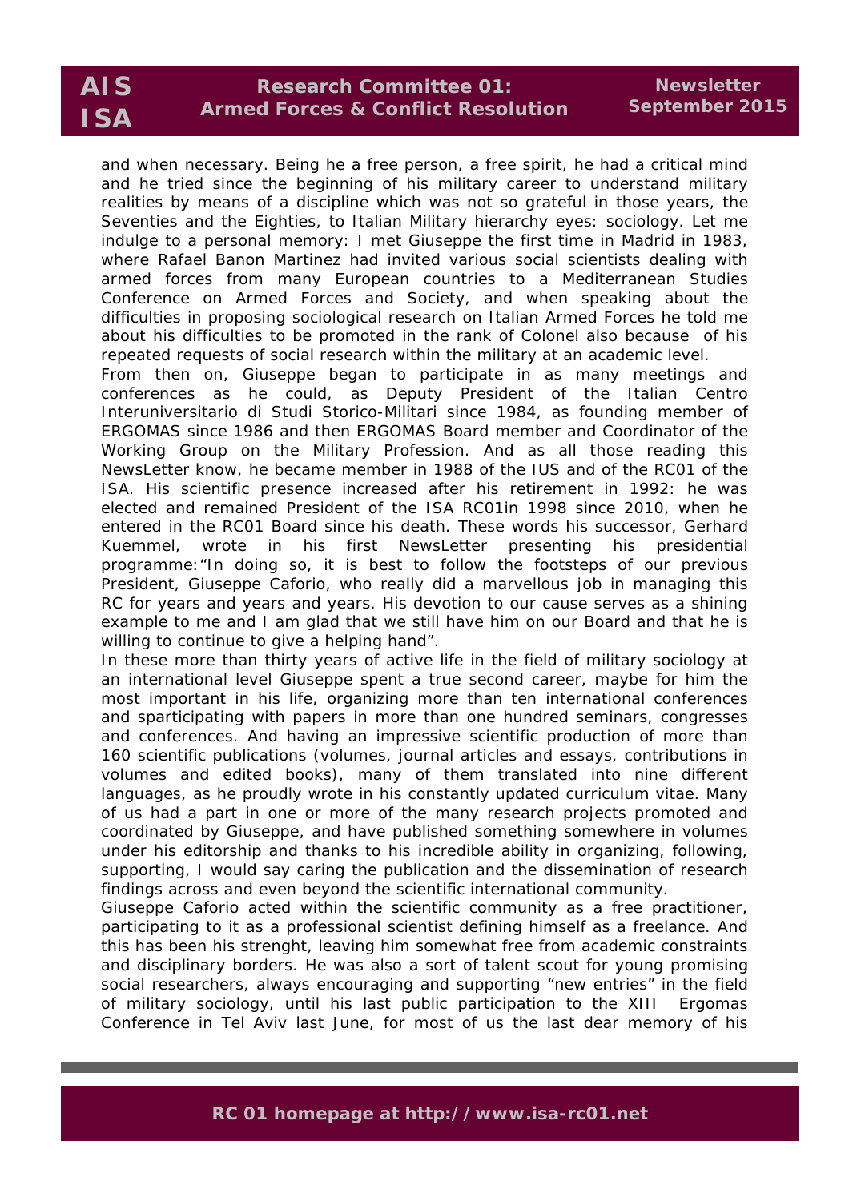and when necessary. Being he a free person, a free spirit, he had a critical mind and he tried since the beginning of his military career to understand military realities by means of a discipline which was not so grateful in those years, the Seventies and the Eighties, to Italian Military hierarchy eyes: sociology. Let me indulge to a personal memory: I met Giuseppe the first time in Madrid in 1983, where Rafael Banon Martinez had invited various social scientists dealing with armed forces from many European countries to a Mediterranean Studies Conference on Armed Forces and Society, and when speaking about the difficulties in proposing sociological research on Italian Armed Forces he told me about his difficulties to be promoted in the rank of Colonel also because of his repeated requests of social research within the military at an academic level.

From then on, Giuseppe began to participate in as many meetings and conferences as he could, as Deputy President of the Italian Centro Interuniversitario di Studi Storico-Militari since 1984, as founding member of ERGOMAS since 1986 and then ERGOMAS Board member and Coordinator of the Working Group on the Military Profession. And as all those reading this NewsLetter know, he became member in 1988 of the IUS and of the RC01 of the ISA. His scientific presence increased after his retirement in 1992: he was elected and remained President of the ISA RC01in 1998 since 2010, when he entered in the RC01 Board since his death. These words his successor, Gerhard Kuemmel, wrote in his first NewsLetter presenting his presidential programme: "In doing so, it is best to follow the footsteps of our previous President, Giuseppe Caforio, who really did a marvellous job in managing this RC for years and years and years. His devotion to our cause serves as a shining example to me and I am glad that we still have him on our Board and that he is willing to continue to give a helping hand".

In these more than thirty years of active life in the field of military sociology at an international level Giuseppe spent a true second career, maybe for him the most important in his life, organizing more than ten international conferences and sparticipating with papers in more than one hundred seminars, congresses and conferences. And having an impressive scientific production of more than 160 scientific publications (volumes, journal articles and essays, contributions in volumes and edited books), many of them translated into nine different languages, as he proudly wrote in his constantly updated curriculum vitae. Many of us had a part in one or more of the many research projects promoted and coordinated by Giuseppe, and have published something somewhere in volumes under his editorship and thanks to his incredible ability in organizing, following, supporting, I would say caring the publication and the dissemination of research findings across and even beyond the scientific international community.

Giuseppe Caforio acted within the scientific community as a free practitioner, participating to it as a professional scientist defining himself as a freelance. And this has been his strenght, leaving him somewhat free from academic constraints and disciplinary borders. He was also a sort of talent scout for young promising social researchers, always encouraging and supporting "new entries" in the field of military sociology, until his last public participation to the XIII Ergomas Conference in Tel Aviv last June, for most of us the last dear memory of his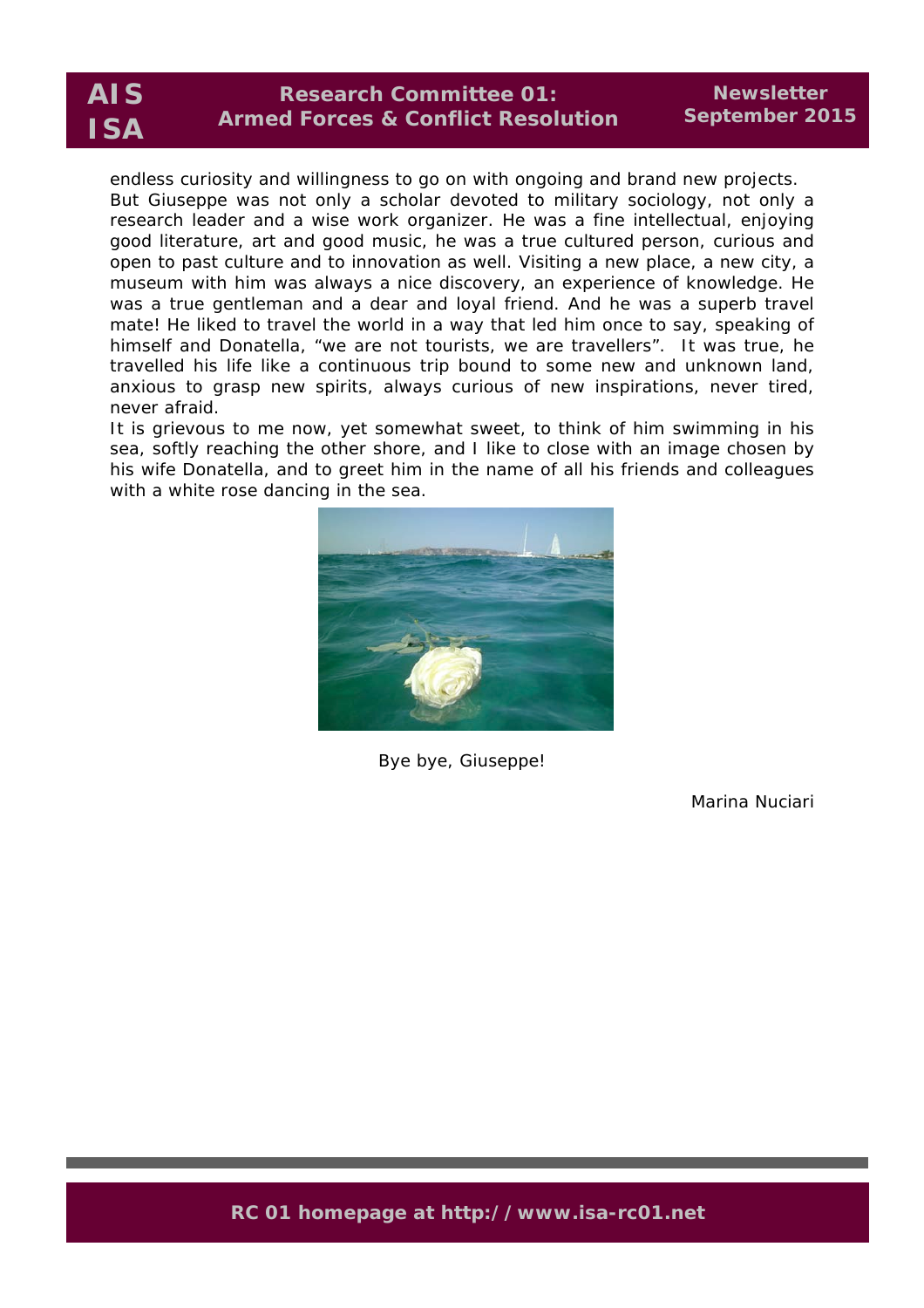endless curiosity and willingness to go on with ongoing and brand new projects.
But Giuseppe was not only a scholar devoted to military sociology, not only a research leader and a wise work organizer. He was a fine intellectual, enjoying good literature, art and good music, he was a true cultured person, curious and open to past culture and to innovation as well. Visiting a new place, a new city, a museum with him was always a nice discovery, an experience of knowledge. He was a true gentleman and a dear and loyal friend. And he was a superb travel mate! He liked to travel the world in a way that led him once to say, speaking of himself and Donatella, "we are not tourists, we are travellers". It was true, he travelled his life like a continuous trip bound to some new and unknown land, anxious to grasp new spirits, always curious of new inspirations, never tired, never afraid.
It is grievous to me now, yet somewhat sweet, to think of him swimming in his sea, softly reaching the other shore, and I like to close with an image chosen by his wife Donatella, and to greet him in the name of all his friends and colleagues with a white rose dancing in the sea.

Bye bye, Giuseppe!

Marina Nuciari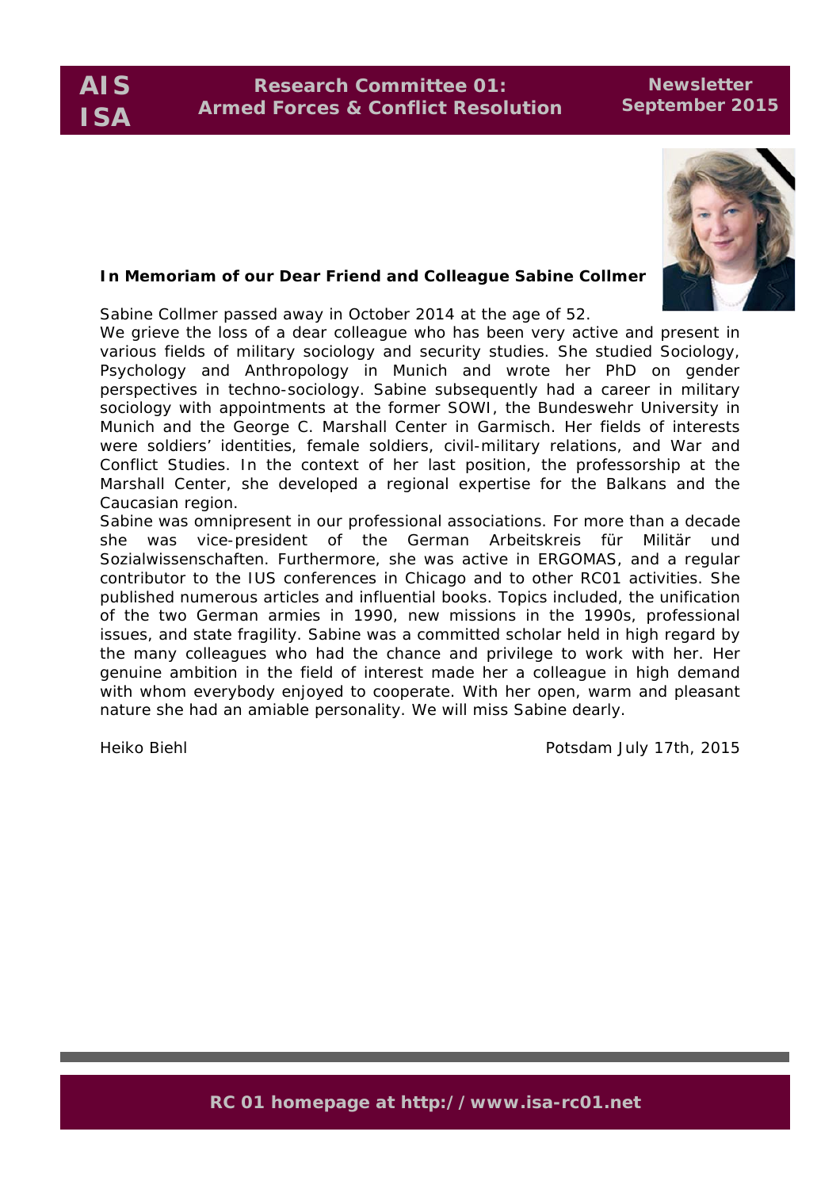**In Memoriam of our Dear Friend and Colleague Sabine Collmer**

Sabine Collmer passed away in October 2014 at the age of 52.

We grieve the loss of a dear colleague who has been very active and present in various fields of military sociology and security studies. She studied Sociology, Psychology and Anthropology in Munich and wrote her PhD on gender perspectives in techno-sociology. Sabine subsequently had a career in military sociology with appointments at the former SOWI, the Bundeswehr University in Munich and the George C. Marshall Center in Garmisch. Her fields of interests were soldiers' identities, female soldiers, civil-military relations, and War and Conflict Studies. In the context of her last position, the professorship at the Marshall Center, she developed a regional expertise for the Balkans and the Caucasian region.

Sabine was omnipresent in our professional associations. For more than a decade she was vice-president of the German Arbeitskreis für Militär und Sozialwissenschaften. Furthermore, she was active in ERGOMAS, and a regular contributor to the IUS conferences in Chicago and to other RC01 activities. She published numerous articles and influential books. Topics included, the unification of the two German armies in 1990, new missions in the 1990s, professional issues, and state fragility. Sabine was a committed scholar held in high regard by the many colleagues who had the chance and privilege to work with her. Her genuine ambition in the field of interest made her a colleague in high demand with whom everybody enjoyed to cooperate. With her open, warm and pleasant nature she had an amiable personality. We will miss Sabine dearly.

Heiko Biehl — Potsdam July 17th, 2015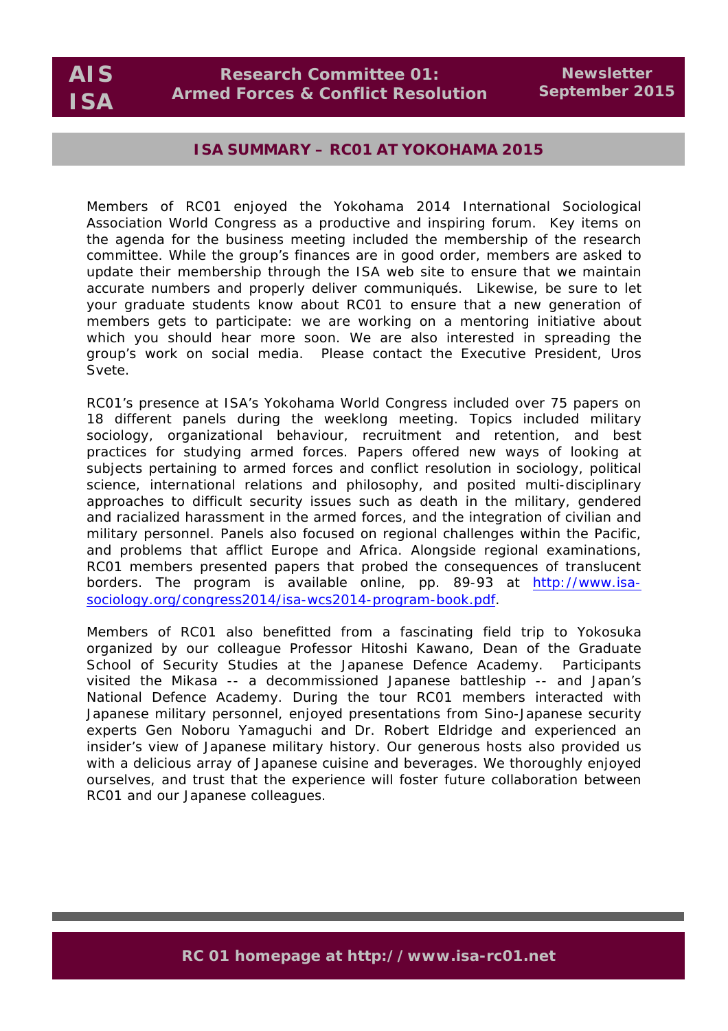## ISA SUMMARY – RC01 AT YOKOHAMA 2015

Members of RC01 enjoyed the Yokohama 2014 International Sociological Association World Congress as a productive and inspiring forum. Key items on the agenda for the business meeting included the membership of the research committee. While the group's finances are in good order, members are asked to update their membership through the ISA web site to ensure that we maintain accurate numbers and properly deliver communiqués. Likewise, be sure to let your graduate students know about RC01 to ensure that a new generation of members gets to participate: we are working on a mentoring initiative about which you should hear more soon. We are also interested in spreading the group's work on social media. Please contact the Executive President, Uros Svete.

RC01's presence at ISA's Yokohama World Congress included over 75 papers on 18 different panels during the weeklong meeting. Topics included military sociology, organizational behaviour, recruitment and retention, and best practices for studying armed forces. Papers offered new ways of looking at subjects pertaining to armed forces and conflict resolution in sociology, political science, international relations and philosophy, and posited multi-disciplinary approaches to difficult security issues such as death in the military, gendered and racialized harassment in the armed forces, and the integration of civilian and military personnel. Panels also focused on regional challenges within the Pacific, and problems that afflict Europe and Africa. Alongside regional examinations, RC01 members presented papers that probed the consequences of translucent borders. The program is available online, pp. 89-93 at http://www.isa-sociology.org/congress2014/isa-wcs2014-program-book.pdf.

Members of RC01 also benefitted from a fascinating field trip to Yokosuka organized by our colleague Professor Hitoshi Kawano, Dean of the Graduate School of Security Studies at the Japanese Defence Academy. Participants visited the Mikasa -- a decommissioned Japanese battleship -- and Japan's National Defence Academy. During the tour RC01 members interacted with Japanese military personnel, enjoyed presentations from Sino-Japanese security experts Gen Noboru Yamaguchi and Dr. Robert Eldridge and experienced an insider's view of Japanese military history. Our generous hosts also provided us with a delicious array of Japanese cuisine and beverages. We thoroughly enjoyed ourselves, and trust that the experience will foster future collaboration between RC01 and our Japanese colleagues.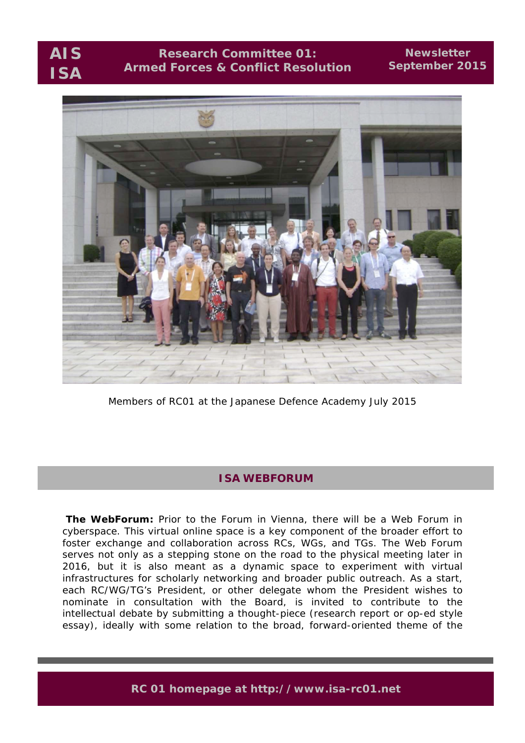Members of RC01 at the Japanese Defence Academy July 2015

## ISA WEBFORUM

**The WebForum:** Prior to the Forum in Vienna, there will be a Web Forum in cyberspace. This virtual online space is a key component of the broader effort to foster exchange and collaboration across RCs, WGs, and TGs. The Web Forum serves not only as a stepping stone on the road to the physical meeting later in 2016, but it is also meant as a dynamic space to experiment with virtual infrastructures for scholarly networking and broader public outreach. As a start, each RC/WG/TG's President, or other delegate whom the President wishes to nominate in consultation with the Board, is invited to contribute to the intellectual debate by submitting a thought-piece (research report or op-ed style essay), ideally with some relation to the broad, forward-oriented theme of the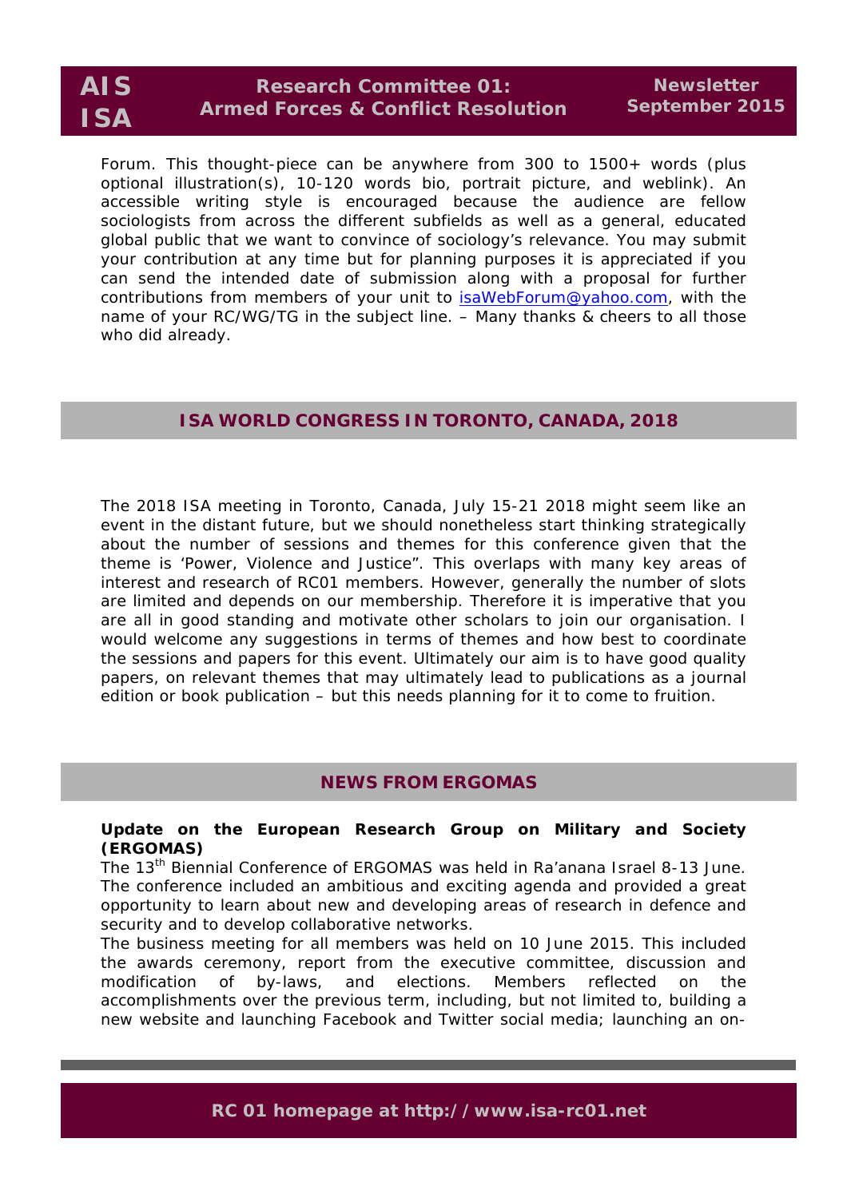Forum. This thought-piece can be anywhere from 300 to 1500+ words (plus optional illustration(s), 10-120 words bio, portrait picture, and weblink). An accessible writing style is encouraged because the audience are fellow sociologists from across the different subfields as well as a general, educated global public that we want to convince of sociology's relevance. You may submit your contribution at any time but for planning purposes it is appreciated if you can send the intended date of submission along with a proposal for further contributions from members of your unit to isaWebForum@yahoo.com, with the name of your RC/WG/TG in the subject line. – Many thanks & cheers to all those who did already.

## ISA WORLD CONGRESS IN TORONTO, CANADA, 2018

The 2018 ISA meeting in Toronto, Canada, July 15-21 2018 might seem like an event in the distant future, but we should nonetheless start thinking strategically about the number of sessions and themes for this conference given that the theme is 'Power, Violence and Justice". This overlaps with many key areas of interest and research of RC01 members. However, generally the number of slots are limited and depends on our membership. Therefore it is imperative that you are all in good standing and motivate other scholars to join our organisation. I would welcome any suggestions in terms of themes and how best to coordinate the sessions and papers for this event. Ultimately our aim is to have good quality papers, on relevant themes that may ultimately lead to publications as a journal edition or book publication – but this needs planning for it to come to fruition.

## NEWS FROM ERGOMAS

**Update on the European Research Group on Military and Society (ERGOMAS)**

The 13th Biennial Conference of ERGOMAS was held in Ra'anana Israel 8-13 June. The conference included an ambitious and exciting agenda and provided a great opportunity to learn about new and developing areas of research in defence and security and to develop collaborative networks.

The business meeting for all members was held on 10 June 2015. This included the awards ceremony, report from the executive committee, discussion and modification of by-laws, and elections. Members reflected on the accomplishments over the previous term, including, but not limited to, building a new website and launching Facebook and Twitter social media; launching an on-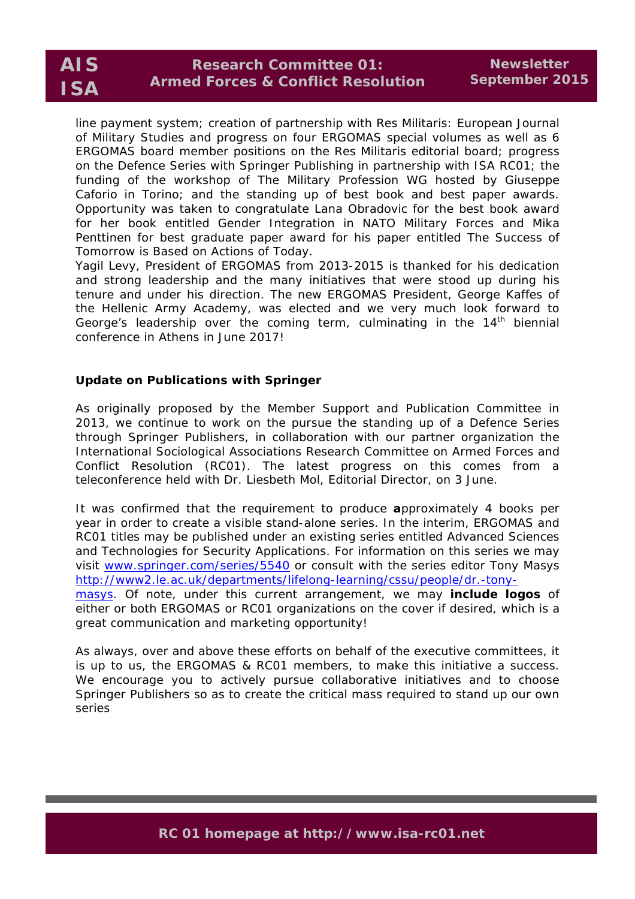line payment system; creation of partnership with Res Militaris: European Journal of Military Studies and progress on four ERGOMAS special volumes as well as 6 ERGOMAS board member positions on the Res Militaris editorial board; progress on the Defence Series with Springer Publishing in partnership with ISA RC01; the funding of the workshop of The Military Profession WG hosted by Giuseppe Caforio in Torino; and the standing up of best book and best paper awards. Opportunity was taken to congratulate Lana Obradovic for the best book award for her book entitled Gender Integration in NATO Military Forces and Mika Penttinen for best graduate paper award for his paper entitled The Success of Tomorrow is Based on Actions of Today.

Yagil Levy, President of ERGOMAS from 2013-2015 is thanked for his dedication and strong leadership and the many initiatives that were stood up during his tenure and under his direction. The new ERGOMAS President, George Kaffes of the Hellenic Army Academy, was elected and we very much look forward to George's leadership over the coming term, culminating in the 14th biennial conference in Athens in June 2017!

**Update on Publications with Springer**

As originally proposed by the Member Support and Publication Committee in 2013, we continue to work on the pursue the standing up of a Defence Series through Springer Publishers, in collaboration with our partner organization the International Sociological Associations Research Committee on Armed Forces and Conflict Resolution (RC01). The latest progress on this comes from a teleconference held with Dr. Liesbeth Mol, Editorial Director, on 3 June.

It was confirmed that the requirement to produce **a**pproximately 4 books per year in order to create a visible stand-alone series. In the interim, ERGOMAS and RC01 titles may be published under an existing series entitled Advanced Sciences and Technologies for Security Applications. For information on this series we may visit www.springer.com/series/5540 or consult with the series editor Tony Masys http://www2.le.ac.uk/departments/lifelong-learning/cssu/people/dr.-tony-masys. Of note, under this current arrangement, we may **include logos** of either or both ERGOMAS or RC01 organizations on the cover if desired, which is a great communication and marketing opportunity!

As always, over and above these efforts on behalf of the executive committees, it is up to us, the ERGOMAS & RC01 members, to make this initiative a success. We encourage you to actively pursue collaborative initiatives and to choose Springer Publishers so as to create the critical mass required to stand up our own series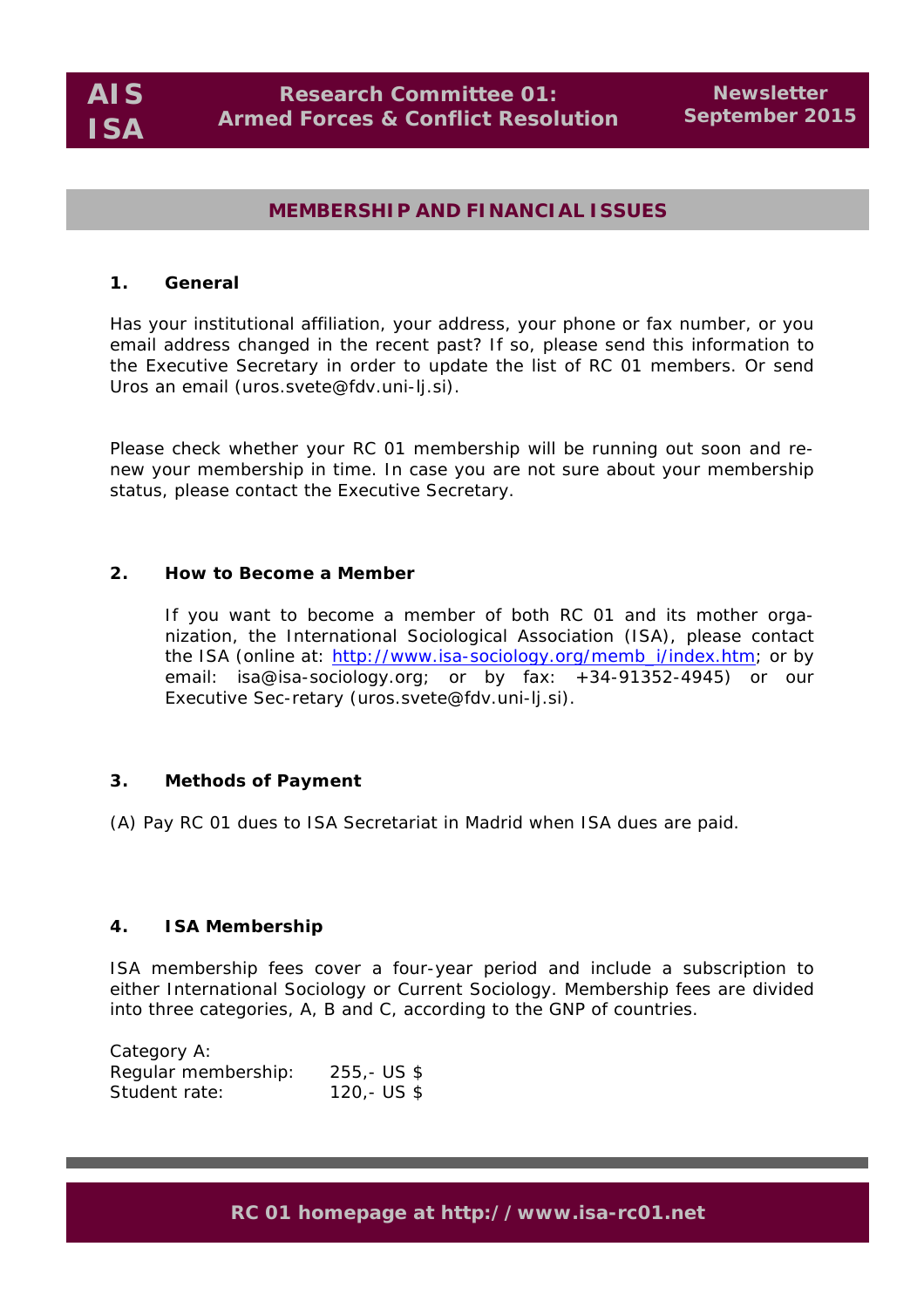## MEMBERSHIP AND FINANCIAL ISSUES

### 1. General

Has your institutional affiliation, your address, your phone or fax number, or you email address changed in the recent past? If so, please send this information to the Executive Secretary in order to update the list of RC 01 members. Or send Uros an email (uros.svete@fdv.uni-lj.si).

Please check whether your RC 01 membership will be running out soon and renew your membership in time. In case you are not sure about your membership status, please contact the Executive Secretary.

### 2. How to Become a Member

If you want to become a member of both RC 01 and its mother organization, the International Sociological Association (ISA), please contact the ISA (online at: http://www.isa-sociology.org/memb_i/index.htm; or by email: isa@isa-sociology.org; or by fax: +34-91352-4945) or our Executive Sec-retary (uros.svete@fdv.uni-lj.si).

### 3. Methods of Payment

(A) Pay RC 01 dues to ISA Secretariat in Madrid when ISA dues are paid.

### 4. ISA Membership

ISA membership fees cover a four-year period and include a subscription to either International Sociology or Current Sociology. Membership fees are divided into three categories, A, B and C, according to the GNP of countries.

Category A:

| | |
|---|---|
| Regular membership: | 255,- US $ |
| Student rate: | 120,- US $ |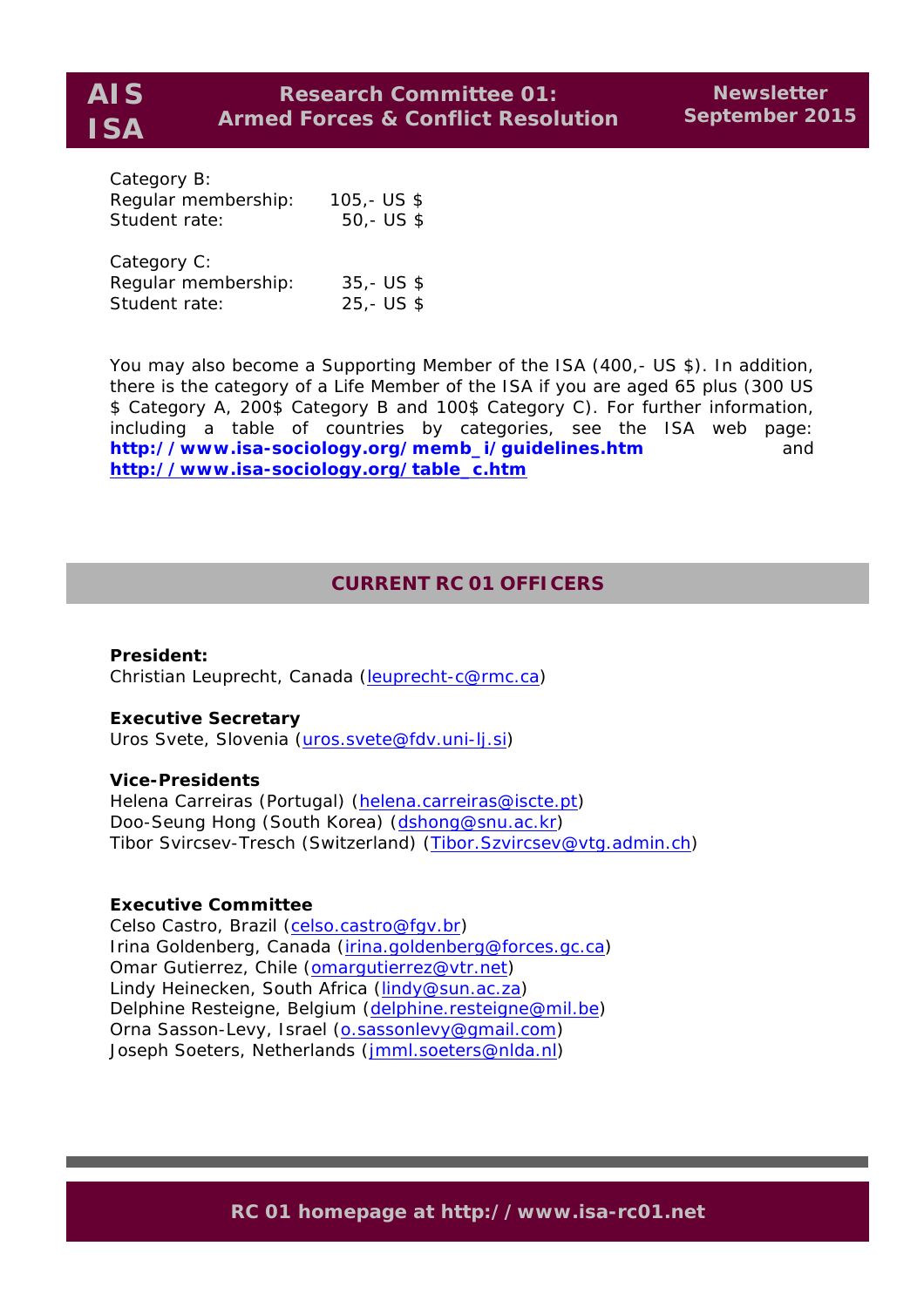Category B:

| | |
|---|---|
| Regular membership: | 105,- US $ |
| Student rate: | 50,- US $ |

Category C:

| | |
|---|---|
| Regular membership: | 35,- US $ |
| Student rate: | 25,- US $ |

You may also become a Supporting Member of the ISA (400,- US $). In addition, there is the category of a Life Member of the ISA if you are aged 65 plus (300 US $ Category A, 200$ Category B and 100$ Category C). For further information, including a table of countries by categories, see the ISA web page: **http://www.isa-sociology.org/memb_i/guidelines.htm** and **http://www.isa-sociology.org/table_c.htm**

## CURRENT RC 01 OFFICERS

**President:**
Christian Leuprecht, Canada (leuprecht-c@rmc.ca)

**Executive Secretary**
Uros Svete, Slovenia (uros.svete@fdv.uni-lj.si)

**Vice-Presidents**
Helena Carreiras (Portugal) (helena.carreiras@iscte.pt)
Doo-Seung Hong (South Korea) (dshong@snu.ac.kr)
Tibor Svircsev-Tresch (Switzerland) (Tibor.Szvircsev@vtg.admin.ch)

**Executive Committee**
Celso Castro, Brazil (celso.castro@fgv.br)
Irina Goldenberg, Canada (irina.goldenberg@forces.gc.ca)
Omar Gutierrez, Chile (omargutierrez@vtr.net)
Lindy Heinecken, South Africa (lindy@sun.ac.za)
Delphine Resteigne, Belgium (delphine.resteigne@mil.be)
Orna Sasson-Levy, Israel (o.sassonlevy@gmail.com)
Joseph Soeters, Netherlands (jmml.soeters@nlda.nl)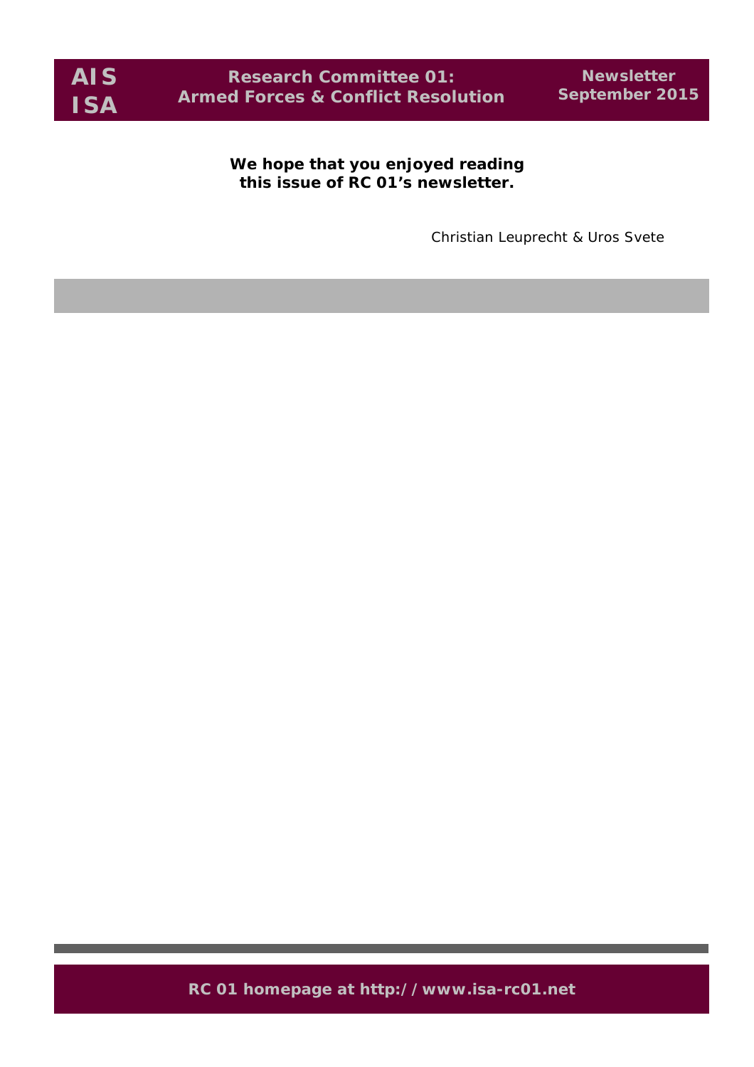**We hope that you enjoyed reading this issue of RC 01's newsletter.**

Christian Leuprecht & Uros Svete

**RC 01 homepage at http://www.isa-rc01.net**